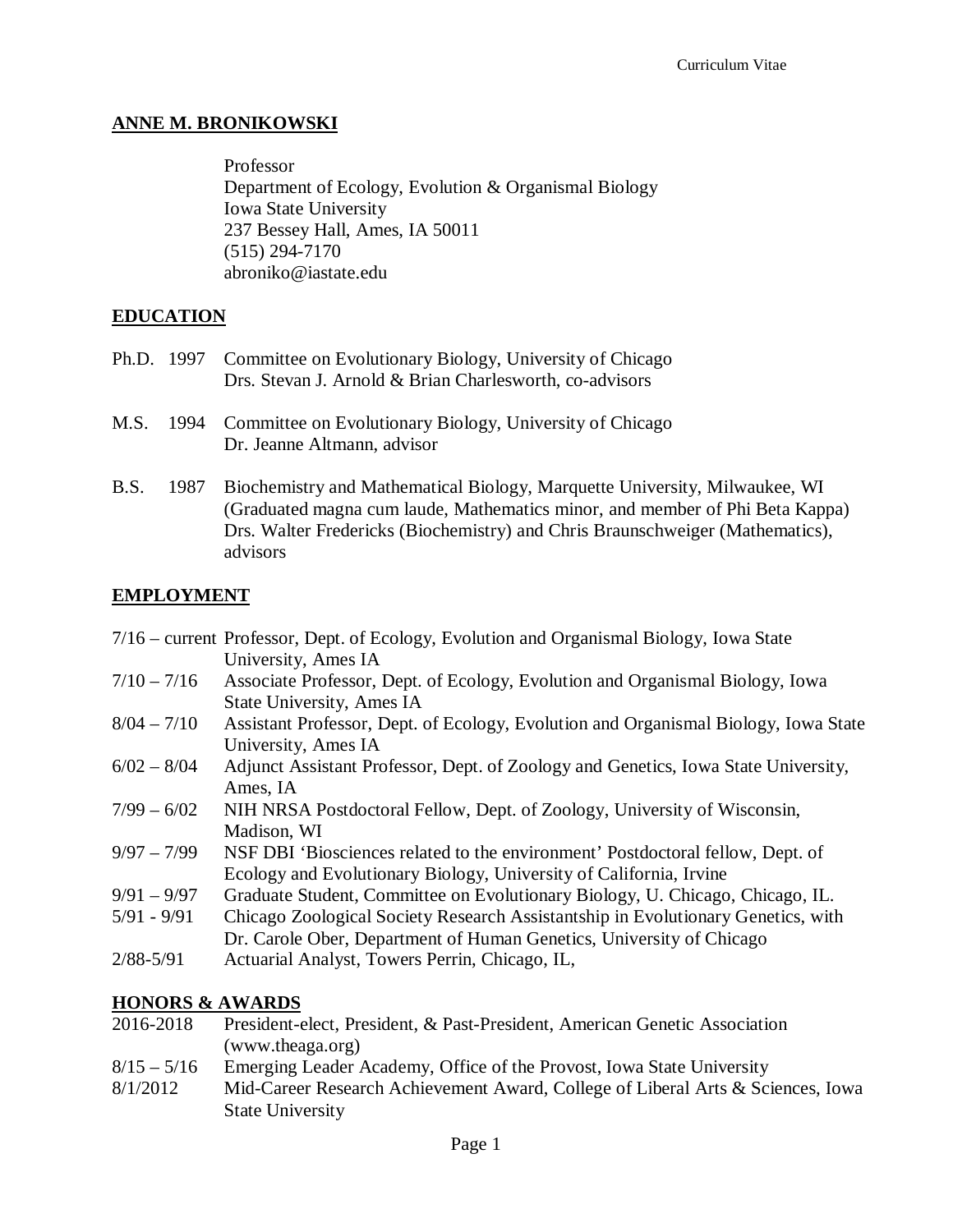# ANNE M. BRONIKOWSKI

Professor
Department of Ecology, Evolution & Organismal Biology
Iowa State University
237 Bessey Hall, Ames, IA 50011
(515) 294-7170
abroniko@iastate.edu

## EDUCATION

Ph.D. 1997 Committee on Evolutionary Biology, University of Chicago
Drs. Stevan J. Arnold & Brian Charlesworth, co-advisors

M.S. 1994 Committee on Evolutionary Biology, University of Chicago
Dr. Jeanne Altmann, advisor

B.S. 1987 Biochemistry and Mathematical Biology, Marquette University, Milwaukee, WI
(Graduated magna cum laude, Mathematics minor, and member of Phi Beta Kappa)
Drs. Walter Fredericks (Biochemistry) and Chris Braunschweiger (Mathematics), advisors

## EMPLOYMENT

7/16 – current Professor, Dept. of Ecology, Evolution and Organismal Biology, Iowa State University, Ames IA

7/10 – 7/16 Associate Professor, Dept. of Ecology, Evolution and Organismal Biology, Iowa State University, Ames IA

8/04 – 7/10 Assistant Professor, Dept. of Ecology, Evolution and Organismal Biology, Iowa State University, Ames IA

6/02 – 8/04 Adjunct Assistant Professor, Dept. of Zoology and Genetics, Iowa State University, Ames, IA

7/99 – 6/02 NIH NRSA Postdoctoral Fellow, Dept. of Zoology, University of Wisconsin, Madison, WI

9/97 – 7/99 NSF DBI 'Biosciences related to the environment' Postdoctoral fellow, Dept. of Ecology and Evolutionary Biology, University of California, Irvine

9/91 – 9/97 Graduate Student, Committee on Evolutionary Biology, U. Chicago, Chicago, IL.

5/91 - 9/91 Chicago Zoological Society Research Assistantship in Evolutionary Genetics, with Dr. Carole Ober, Department of Human Genetics, University of Chicago

2/88-5/91 Actuarial Analyst, Towers Perrin, Chicago, IL,

## HONORS & AWARDS

2016-2018 President-elect, President, & Past-President, American Genetic Association (www.theaga.org)

8/15 – 5/16 Emerging Leader Academy, Office of the Provost, Iowa State University

8/1/2012 Mid-Career Research Achievement Award, College of Liberal Arts & Sciences, Iowa State University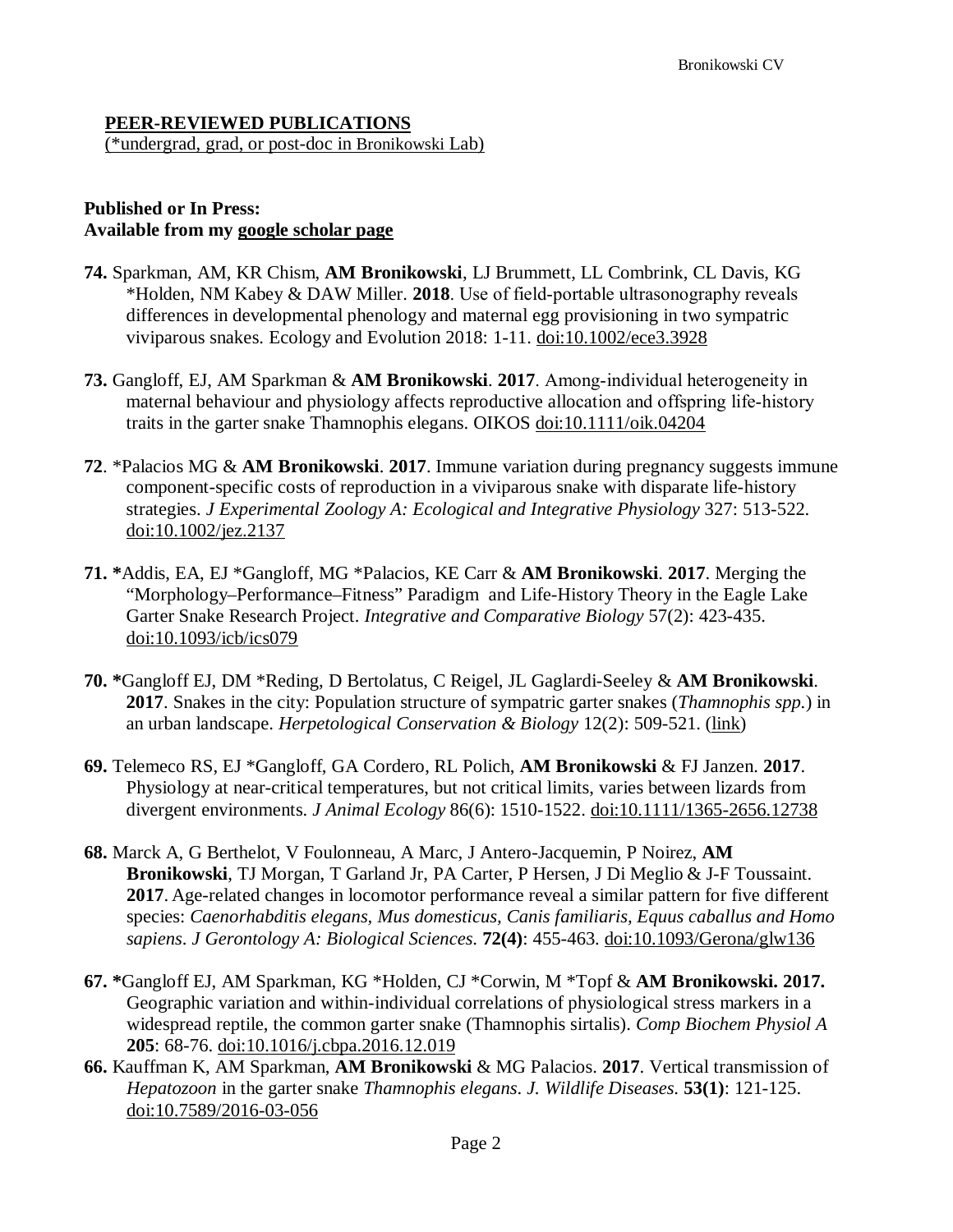**PEER-REVIEWED PUBLICATIONS**
(*undergrad, grad, or post-doc in Bronikowski Lab)

**Published or In Press:**
**Available from my google scholar page**

**74.** Sparkman, AM, KR Chism, **AM Bronikowski**, LJ Brummett, LL Combrink, CL Davis, KG *Holden, NM Kabey & DAW Miller. **2018**. Use of field-portable ultrasonography reveals differences in developmental phenology and maternal egg provisioning in two sympatric viviparous snakes. Ecology and Evolution 2018: 1-11. doi:10.1002/ece3.3928

**73.** Gangloff, EJ, AM Sparkman & **AM Bronikowski**. **2017**. Among-individual heterogeneity in maternal behaviour and physiology affects reproductive allocation and offspring life-history traits in the garter snake Thamnophis elegans. OIKOS doi:10.1111/oik.04204

**72**. *Palacios MG & **AM Bronikowski**. **2017**. Immune variation during pregnancy suggests immune component-specific costs of reproduction in a viviparous snake with disparate life-history strategies. *J Experimental Zoology A: Ecological and Integrative Physiology* 327: 513-522. doi:10.1002/jez.2137

**71. ***Addis, EA, EJ *Gangloff, MG *Palacios, KE Carr & **AM Bronikowski**. **2017**. Merging the "Morphology–Performance–Fitness" Paradigm and Life-History Theory in the Eagle Lake Garter Snake Research Project. *Integrative and Comparative Biology* 57(2): 423-435. doi:10.1093/icb/ics079

**70. ***Gangloff EJ, DM *Reding, D Bertolatus, C Reigel, JL Gaglardi-Seeley & **AM Bronikowski**. **2017**. Snakes in the city: Population structure of sympatric garter snakes (*Thamnophis spp.*) in an urban landscape. *Herpetological Conservation & Biology* 12(2): 509-521. (link)

**69.** Telemeco RS, EJ *Gangloff, GA Cordero, RL Polich, **AM Bronikowski** & FJ Janzen. **2017**. Physiology at near-critical temperatures, but not critical limits, varies between lizards from divergent environments. *J Animal Ecology* 86(6): 1510-1522. doi:10.1111/1365-2656.12738

**68.** Marck A, G Berthelot, V Foulonneau, A Marc, J Antero-Jacquemin, P Noirez, **AM Bronikowski**, TJ Morgan, T Garland Jr, PA Carter, P Hersen, J Di Meglio & J-F Toussaint. **2017**. Age-related changes in locomotor performance reveal a similar pattern for five different species: *Caenorhabditis elegans, Mus domesticus, Canis familiaris, Equus caballus and Homo sapiens*. *J Gerontology A: Biological Sciences.* **72(4)**: 455-463. doi:10.1093/Gerona/glw136

**67. ***Gangloff EJ, AM Sparkman, KG *Holden, CJ *Corwin, M *Topf & **AM Bronikowski. 2017.** Geographic variation and within-individual correlations of physiological stress markers in a widespread reptile, the common garter snake (Thamnophis sirtalis). *Comp Biochem Physiol A* **205**: 68-76. doi:10.1016/j.cbpa.2016.12.019

**66.** Kauffman K, AM Sparkman, **AM Bronikowski** & MG Palacios. **2017**. Vertical transmission of *Hepatozoon* in the garter snake *Thamnophis elegans*. *J. Wildlife Diseases.* **53(1)**: 121-125. doi:10.7589/2016-03-056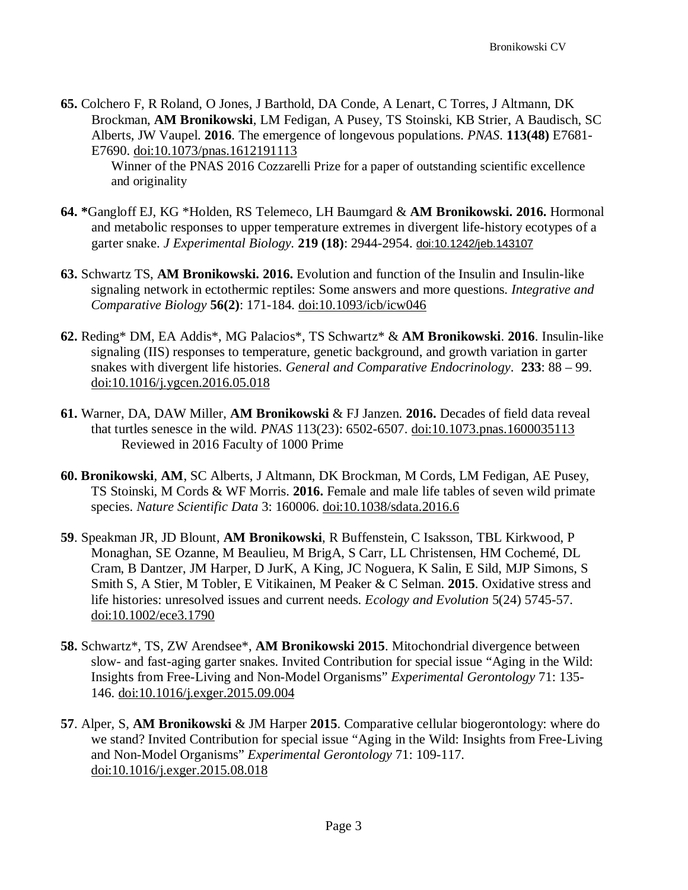**65.** Colchero F, R Roland, O Jones, J Barthold, DA Conde, A Lenart, C Torres, J Altmann, DK Brockman, **AM Bronikowski**, LM Fedigan, A Pusey, TS Stoinski, KB Strier, A Baudisch, SC Alberts, JW Vaupel. **2016**. The emergence of longevous populations. *PNAS*. **113(48)** E7681-E7690. doi:10.1073/pnas.1612191113

Winner of the PNAS 2016 Cozzarelli Prize for a paper of outstanding scientific excellence and originality

**64. ***Gangloff EJ, KG *Holden, RS Telemeco, LH Baumgard & **AM Bronikowski. 2016.** Hormonal and metabolic responses to upper temperature extremes in divergent life-history ecotypes of a garter snake. *J Experimental Biology*. **219 (18)**: 2944-2954. doi:10.1242/jeb.143107

**63.** Schwartz TS, **AM Bronikowski. 2016.** Evolution and function of the Insulin and Insulin-like signaling network in ectothermic reptiles: Some answers and more questions. *Integrative and Comparative Biology* **56(2)**: 171-184. doi:10.1093/icb/icw046

**62.** Reding* DM, EA Addis*, MG Palacios*, TS Schwartz* & **AM Bronikowski**. **2016**. Insulin-like signaling (IIS) responses to temperature, genetic background, and growth variation in garter snakes with divergent life histories. *General and Comparative Endocrinology*. **233**: 88 – 99. doi:10.1016/j.ygcen.2016.05.018

**61.** Warner, DA, DAW Miller, **AM Bronikowski** & FJ Janzen. **2016.** Decades of field data reveal that turtles senesce in the wild. *PNAS* 113(23): 6502-6507. doi:10.1073.pnas.1600035113

Reviewed in 2016 Faculty of 1000 Prime

**60. Bronikowski**, **AM**, SC Alberts, J Altmann, DK Brockman, M Cords, LM Fedigan, AE Pusey, TS Stoinski, M Cords & WF Morris. **2016.** Female and male life tables of seven wild primate species. *Nature Scientific Data* 3: 160006. doi:10.1038/sdata.2016.6

**59**. Speakman JR, JD Blount, **AM Bronikowski**, R Buffenstein, C Isaksson, TBL Kirkwood, P Monaghan, SE Ozanne, M Beaulieu, M BrigA, S Carr, LL Christensen, HM Cochemé, DL Cram, B Dantzer, JM Harper, D JurK, A King, JC Noguera, K Salin, E Sild, MJP Simons, S Smith S, A Stier, M Tobler, E Vitikainen, M Peaker & C Selman. **2015**. Oxidative stress and life histories: unresolved issues and current needs. *Ecology and Evolution* 5(24) 5745-57. doi:10.1002/ece3.1790

**58.** Schwartz*, TS, ZW Arendsee*, **AM Bronikowski 2015**. Mitochondrial divergence between slow- and fast-aging garter snakes. Invited Contribution for special issue "Aging in the Wild: Insights from Free-Living and Non-Model Organisms" *Experimental Gerontology* 71: 135-146. doi:10.1016/j.exger.2015.09.004

**57**. Alper, S, **AM Bronikowski** & JM Harper **2015**. Comparative cellular biogerontology: where do we stand? Invited Contribution for special issue "Aging in the Wild: Insights from Free-Living and Non-Model Organisms" *Experimental Gerontology* 71: 109-117. doi:10.1016/j.exger.2015.08.018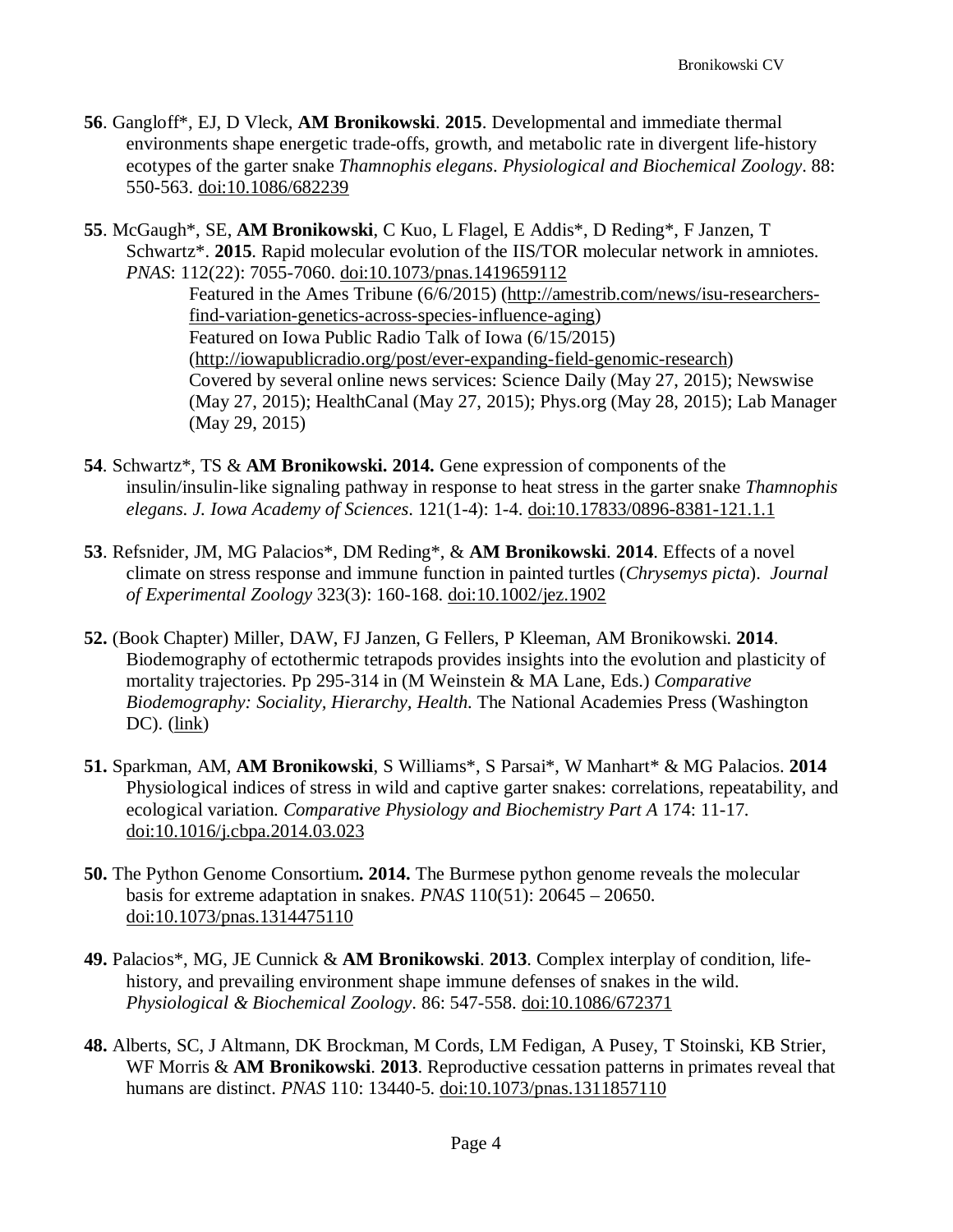**56**. Gangloff*, EJ, D Vleck, **AM Bronikowski**. **2015**. Developmental and immediate thermal environments shape energetic trade-offs, growth, and metabolic rate in divergent life-history ecotypes of the garter snake *Thamnophis elegans*. *Physiological and Biochemical Zoology*. 88: 550-563. doi:10.1086/682239

**55**. McGaugh*, SE, **AM Bronikowski**, C Kuo, L Flagel, E Addis*, D Reding*, F Janzen, T Schwartz*. **2015**. Rapid molecular evolution of the IIS/TOR molecular network in amniotes. *PNAS*: 112(22): 7055-7060. doi:10.1073/pnas.1419659112

> Featured in the Ames Tribune (6/6/2015) (http://amestrib.com/news/isu-researchers-find-variation-genetics-across-species-influence-aging)
> Featured on Iowa Public Radio Talk of Iowa (6/15/2015) (http://iowapublicradio.org/post/ever-expanding-field-genomic-research)
> Covered by several online news services: Science Daily (May 27, 2015); Newswise (May 27, 2015); HealthCanal (May 27, 2015); Phys.org (May 28, 2015); Lab Manager (May 29, 2015)

**54**. Schwartz*, TS & **AM Bronikowski. 2014.** Gene expression of components of the insulin/insulin-like signaling pathway in response to heat stress in the garter snake *Thamnophis elegans. J. Iowa Academy of Sciences*. 121(1-4): 1-4. doi:10.17833/0896-8381-121.1.1

**53**. Refsnider, JM, MG Palacios*, DM Reding*, & **AM Bronikowski**. **2014**. Effects of a novel climate on stress response and immune function in painted turtles (*Chrysemys picta*). *Journal of Experimental Zoology* 323(3): 160-168. doi:10.1002/jez.1902

**52.** (Book Chapter) Miller, DAW, FJ Janzen, G Fellers, P Kleeman, AM Bronikowski. **2014**. Biodemography of ectothermic tetrapods provides insights into the evolution and plasticity of mortality trajectories. Pp 295-314 in (M Weinstein & MA Lane, Eds.) *Comparative Biodemography: Sociality, Hierarchy, Health*. The National Academies Press (Washington DC). (link)

**51.** Sparkman, AM, **AM Bronikowski**, S Williams*, S Parsai*, W Manhart* & MG Palacios. **2014** Physiological indices of stress in wild and captive garter snakes: correlations, repeatability, and ecological variation. *Comparative Physiology and Biochemistry Part A* 174: 11-17. doi:10.1016/j.cbpa.2014.03.023

**50.** The Python Genome Consortium**. 2014.** The Burmese python genome reveals the molecular basis for extreme adaptation in snakes. *PNAS* 110(51): 20645 – 20650. doi:10.1073/pnas.1314475110

**49.** Palacios*, MG, JE Cunnick & **AM Bronikowski**. **2013**. Complex interplay of condition, life-history, and prevailing environment shape immune defenses of snakes in the wild. *Physiological & Biochemical Zoology*. 86: 547-558. doi:10.1086/672371

**48.** Alberts, SC, J Altmann, DK Brockman, M Cords, LM Fedigan, A Pusey, T Stoinski, KB Strier, WF Morris & **AM Bronikowski**. **2013**. Reproductive cessation patterns in primates reveal that humans are distinct. *PNAS* 110: 13440-5. doi:10.1073/pnas.1311857110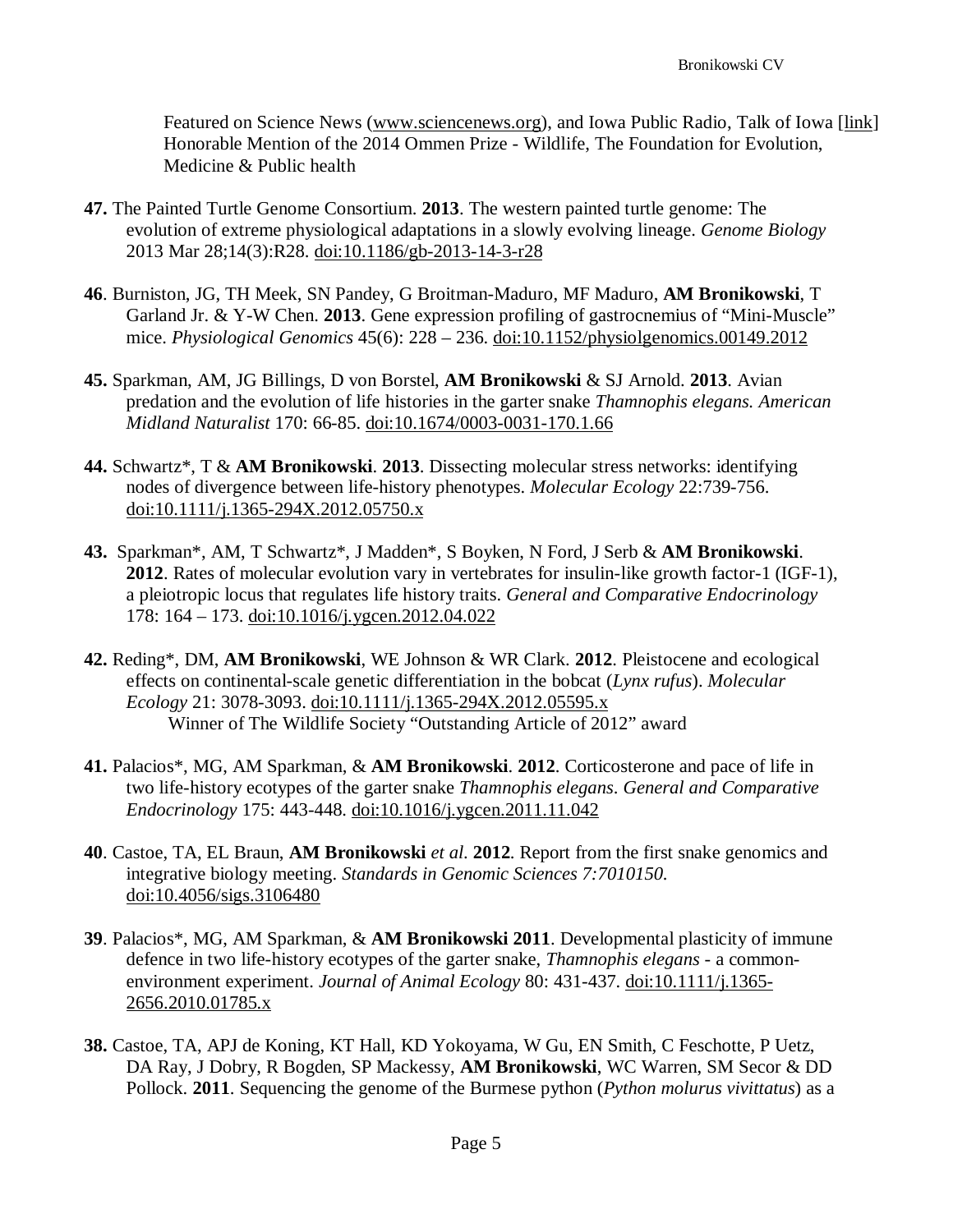Featured on Science News (www.sciencenews.org), and Iowa Public Radio, Talk of Iowa [link]
Honorable Mention of the 2014 Ommen Prize - Wildlife, The Foundation for Evolution, Medicine & Public health

**47.** The Painted Turtle Genome Consortium. **2013**. The western painted turtle genome: The evolution of extreme physiological adaptations in a slowly evolving lineage. *Genome Biology* 2013 Mar 28;14(3):R28. doi:10.1186/gb-2013-14-3-r28

**46**. Burniston, JG, TH Meek, SN Pandey, G Broitman-Maduro, MF Maduro, **AM Bronikowski**, T Garland Jr. & Y-W Chen. **2013**. Gene expression profiling of gastrocnemius of "Mini-Muscle" mice. *Physiological Genomics* 45(6): 228 – 236. doi:10.1152/physiolgenomics.00149.2012

**45.** Sparkman, AM, JG Billings, D von Borstel, **AM Bronikowski** & SJ Arnold. **2013**. Avian predation and the evolution of life histories in the garter snake *Thamnophis elegans. American Midland Naturalist* 170: 66-85. doi:10.1674/0003-0031-170.1.66

**44.** Schwartz*, T & **AM Bronikowski**. **2013**. Dissecting molecular stress networks: identifying nodes of divergence between life-history phenotypes. *Molecular Ecology* 22:739-756. doi:10.1111/j.1365-294X.2012.05750.x

**43.** Sparkman*, AM, T Schwartz*, J Madden*, S Boyken, N Ford, J Serb & **AM Bronikowski**. **2012**. Rates of molecular evolution vary in vertebrates for insulin-like growth factor-1 (IGF-1), a pleiotropic locus that regulates life history traits. *General and Comparative Endocrinology* 178: 164 – 173. doi:10.1016/j.ygcen.2012.04.022

**42.** Reding*, DM, **AM Bronikowski**, WE Johnson & WR Clark. **2012**. Pleistocene and ecological effects on continental-scale genetic differentiation in the bobcat (*Lynx rufus*). *Molecular Ecology* 21: 3078-3093. doi:10.1111/j.1365-294X.2012.05595.x
Winner of The Wildlife Society "Outstanding Article of 2012" award

**41.** Palacios*, MG, AM Sparkman, & **AM Bronikowski**. **2012**. Corticosterone and pace of life in two life-history ecotypes of the garter snake *Thamnophis elegans*. *General and Comparative Endocrinology* 175: 443-448. doi:10.1016/j.ygcen.2011.11.042

**40**. Castoe, TA, EL Braun, **AM Bronikowski** *et al*. **2012**. Report from the first snake genomics and integrative biology meeting. *Standards in Genomic Sciences 7:7010150*. doi:10.4056/sigs.3106480

**39**. Palacios*, MG, AM Sparkman, & **AM Bronikowski 2011**. Developmental plasticity of immune defence in two life-history ecotypes of the garter snake, *Thamnophis elegans* - a common-environment experiment. *Journal of Animal Ecology* 80: 431-437. doi:10.1111/j.1365-2656.2010.01785.x

**38.** Castoe, TA, APJ de Koning, KT Hall, KD Yokoyama, W Gu, EN Smith, C Feschotte, P Uetz, DA Ray, J Dobry, R Bogden, SP Mackessy, **AM Bronikowski**, WC Warren, SM Secor & DD Pollock. **2011**. Sequencing the genome of the Burmese python (*Python molurus vivittatus*) as a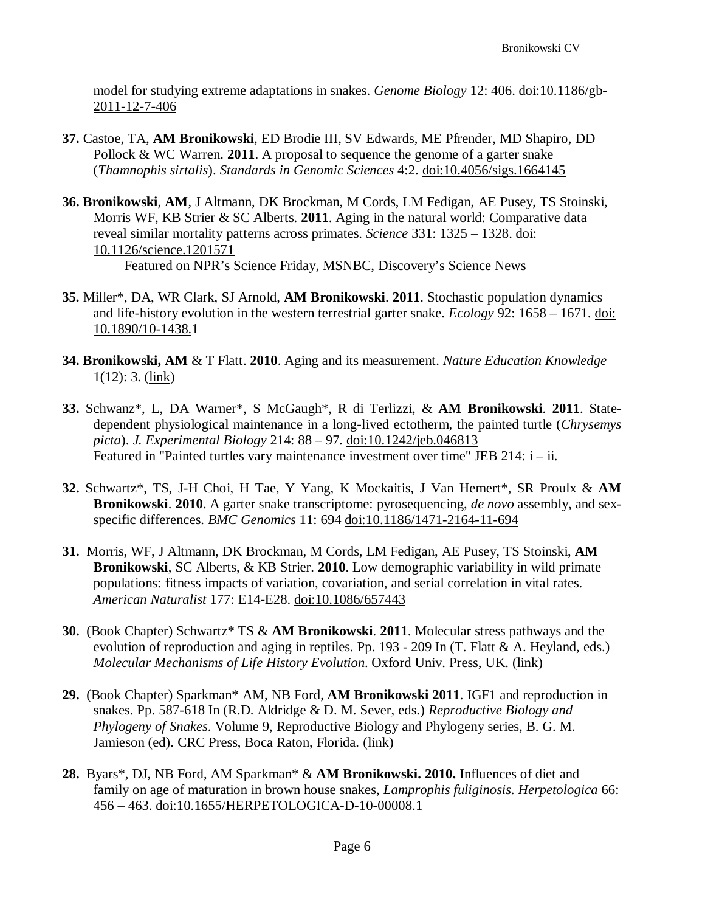model for studying extreme adaptations in snakes. *Genome Biology* 12: 406. doi:10.1186/gb-2011-12-7-406

**37.** Castoe, TA, **AM Bronikowski**, ED Brodie III, SV Edwards, ME Pfrender, MD Shapiro, DD Pollock & WC Warren. **2011**. A proposal to sequence the genome of a garter snake (*Thamnophis sirtalis*). *Standards in Genomic Sciences* 4:2. doi:10.4056/sigs.1664145

**36. Bronikowski**, **AM**, J Altmann, DK Brockman, M Cords, LM Fedigan, AE Pusey, TS Stoinski, Morris WF, KB Strier & SC Alberts. **2011**. Aging in the natural world: Comparative data reveal similar mortality patterns across primates. *Science* 331: 1325 – 1328. doi: 10.1126/science.1201571
Featured on NPR's Science Friday, MSNBC, Discovery's Science News

**35.** Miller*, DA, WR Clark, SJ Arnold, **AM Bronikowski**. **2011**. Stochastic population dynamics and life-history evolution in the western terrestrial garter snake. *Ecology* 92: 1658 – 1671. doi: 10.1890/10-1438.1

**34. Bronikowski, AM** & T Flatt. **2010**. Aging and its measurement. *Nature Education Knowledge* 1(12): 3. (link)

**33.** Schwanz*, L, DA Warner*, S McGaugh*, R di Terlizzi, & **AM Bronikowski**. **2011**. State-dependent physiological maintenance in a long-lived ectotherm, the painted turtle (*Chrysemys picta*). *J. Experimental Biology* 214: 88 – 97. doi:10.1242/jeb.046813
Featured in "Painted turtles vary maintenance investment over time" JEB 214: i – ii.

**32.** Schwartz*, TS, J-H Choi, H Tae, Y Yang, K Mockaitis, J Van Hemert*, SR Proulx & **AM Bronikowski**. **2010**. A garter snake transcriptome: pyrosequencing, *de novo* assembly, and sex-specific differences. *BMC Genomics* 11: 694 doi:10.1186/1471-2164-11-694

**31.** Morris, WF, J Altmann, DK Brockman, M Cords, LM Fedigan, AE Pusey, TS Stoinski, **AM Bronikowski**, SC Alberts, & KB Strier. **2010**. Low demographic variability in wild primate populations: fitness impacts of variation, covariation, and serial correlation in vital rates. *American Naturalist* 177: E14-E28. doi:10.1086/657443

**30.** (Book Chapter) Schwartz* TS & **AM Bronikowski**. **2011**. Molecular stress pathways and the evolution of reproduction and aging in reptiles. Pp. 193 - 209 In (T. Flatt & A. Heyland, eds.) *Molecular Mechanisms of Life History Evolution*. Oxford Univ. Press, UK. (link)

**29.** (Book Chapter) Sparkman* AM, NB Ford, **AM Bronikowski 2011**. IGF1 and reproduction in snakes. Pp. 587-618 In (R.D. Aldridge & D. M. Sever, eds.) *Reproductive Biology and Phylogeny of Snakes*. Volume 9, Reproductive Biology and Phylogeny series, B. G. M. Jamieson (ed). CRC Press, Boca Raton, Florida. (link)

**28.** Byars*, DJ, NB Ford, AM Sparkman* & **AM Bronikowski. 2010.** Influences of diet and family on age of maturation in brown house snakes, *Lamprophis fuliginosis*. *Herpetologica* 66: 456 – 463. doi:10.1655/HERPETOLOGICA-D-10-00008.1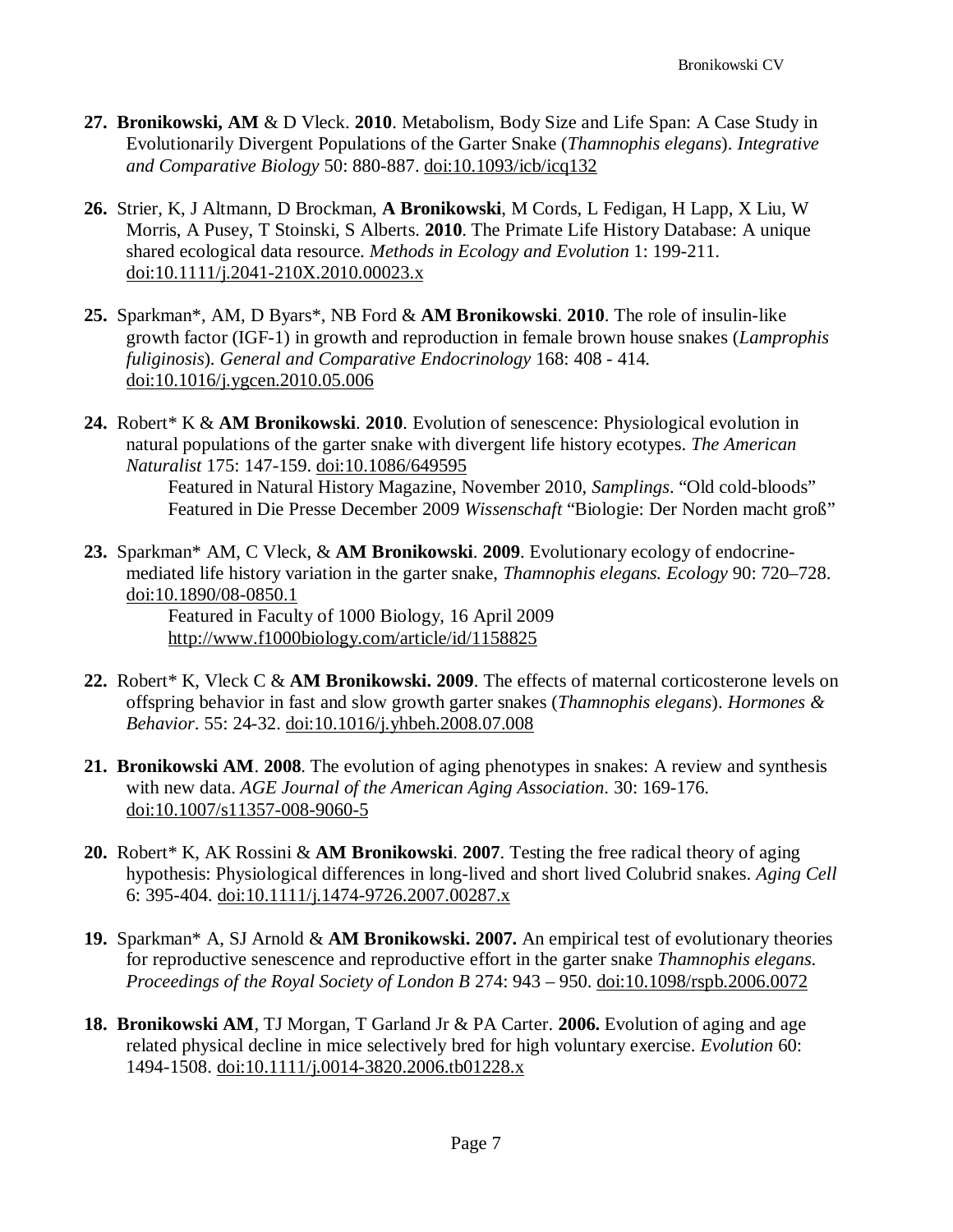**27. Bronikowski, AM** & D Vleck. **2010**. Metabolism, Body Size and Life Span: A Case Study in Evolutionarily Divergent Populations of the Garter Snake (*Thamnophis elegans*). *Integrative and Comparative Biology* 50: 880-887. doi:10.1093/icb/icq132

**26.** Strier, K, J Altmann, D Brockman, **A Bronikowski**, M Cords, L Fedigan, H Lapp, X Liu, W Morris, A Pusey, T Stoinski, S Alberts. **2010**. The Primate Life History Database: A unique shared ecological data resource. *Methods in Ecology and Evolution* 1: 199-211. doi:10.1111/j.2041-210X.2010.00023.x

**25.** Sparkman*, AM, D Byars*, NB Ford & **AM Bronikowski**. **2010**. The role of insulin-like growth factor (IGF-1) in growth and reproduction in female brown house snakes (*Lamprophis fuliginosis*). *General and Comparative Endocrinology* 168: 408 - 414. doi:10.1016/j.ygcen.2010.05.006

**24.** Robert* K & **AM Bronikowski**. **2010**. Evolution of senescence: Physiological evolution in natural populations of the garter snake with divergent life history ecotypes. *The American Naturalist* 175: 147-159. doi:10.1086/649595

Featured in Natural History Magazine, November 2010, *Samplings*. "Old cold-bloods"
Featured in Die Presse December 2009 *Wissenschaft* "Biologie: Der Norden macht groß"

**23.** Sparkman* AM, C Vleck, & **AM Bronikowski**. **2009**. Evolutionary ecology of endocrine-mediated life history variation in the garter snake, *Thamnophis elegans. Ecology* 90: 720–728. doi:10.1890/08-0850.1

Featured in Faculty of 1000 Biology, 16 April 2009
http://www.f1000biology.com/article/id/1158825

**22.** Robert* K, Vleck C & **AM Bronikowski. 2009**. The effects of maternal corticosterone levels on offspring behavior in fast and slow growth garter snakes (*Thamnophis elegans*). *Hormones & Behavior*. 55: 24-32. doi:10.1016/j.yhbeh.2008.07.008

**21. Bronikowski AM**. **2008**. The evolution of aging phenotypes in snakes: A review and synthesis with new data. *AGE Journal of the American Aging Association*. 30: 169-176. doi:10.1007/s11357-008-9060-5

**20.** Robert* K, AK Rossini & **AM Bronikowski**. **2007**. Testing the free radical theory of aging hypothesis: Physiological differences in long-lived and short lived Colubrid snakes. *Aging Cell* 6: 395-404. doi:10.1111/j.1474-9726.2007.00287.x

**19.** Sparkman* A, SJ Arnold & **AM Bronikowski. 2007.** An empirical test of evolutionary theories for reproductive senescence and reproductive effort in the garter snake *Thamnophis elegans*. *Proceedings of the Royal Society of London B* 274: 943 – 950. doi:10.1098/rspb.2006.0072

**18. Bronikowski AM**, TJ Morgan, T Garland Jr & PA Carter. **2006.** Evolution of aging and age related physical decline in mice selectively bred for high voluntary exercise. *Evolution* 60: 1494-1508. doi:10.1111/j.0014-3820.2006.tb01228.x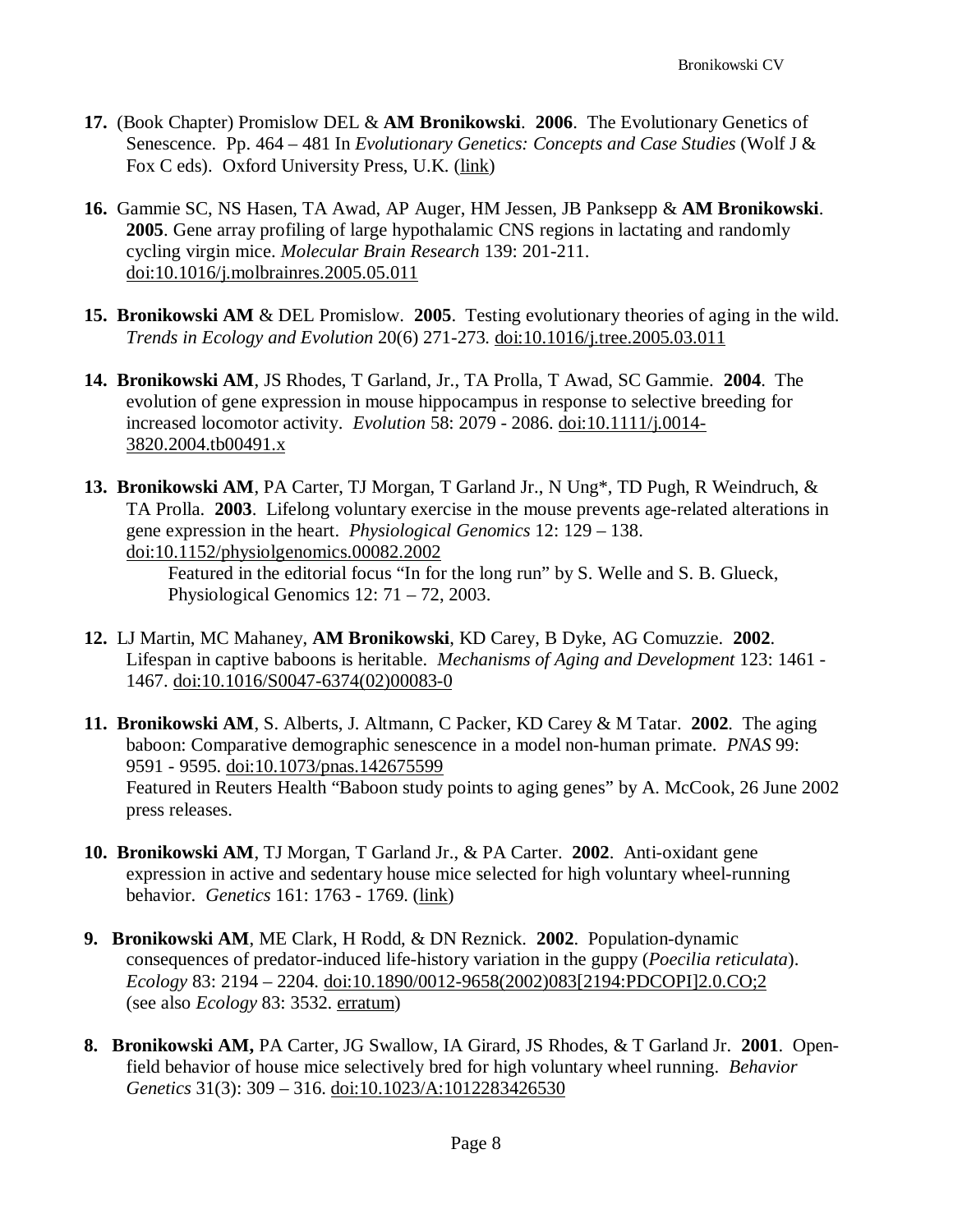**17.** (Book Chapter) Promislow DEL & **AM Bronikowski**. **2006**. The Evolutionary Genetics of Senescence. Pp. 464 – 481 In *Evolutionary Genetics: Concepts and Case Studies* (Wolf J & Fox C eds). Oxford University Press, U.K. (link)

**16.** Gammie SC, NS Hasen, TA Awad, AP Auger, HM Jessen, JB Panksepp & **AM Bronikowski**. **2005**. Gene array profiling of large hypothalamic CNS regions in lactating and randomly cycling virgin mice. *Molecular Brain Research* 139: 201-211. doi:10.1016/j.molbrainres.2005.05.011

**15. Bronikowski AM** & DEL Promislow. **2005**. Testing evolutionary theories of aging in the wild. *Trends in Ecology and Evolution* 20(6) 271-273. doi:10.1016/j.tree.2005.03.011

**14. Bronikowski AM**, JS Rhodes, T Garland, Jr., TA Prolla, T Awad, SC Gammie. **2004**. The evolution of gene expression in mouse hippocampus in response to selective breeding for increased locomotor activity. *Evolution* 58: 2079 - 2086. doi:10.1111/j.0014-3820.2004.tb00491.x

**13. Bronikowski AM**, PA Carter, TJ Morgan, T Garland Jr., N Ung*, TD Pugh, R Weindruch, & TA Prolla. **2003**. Lifelong voluntary exercise in the mouse prevents age-related alterations in gene expression in the heart. *Physiological Genomics* 12: 129 – 138. doi:10.1152/physiolgenomics.00082.2002
Featured in the editorial focus "In for the long run" by S. Welle and S. B. Glueck, Physiological Genomics 12: 71 – 72, 2003.

**12.** LJ Martin, MC Mahaney, **AM Bronikowski**, KD Carey, B Dyke, AG Comuzzie. **2002**. Lifespan in captive baboons is heritable. *Mechanisms of Aging and Development* 123: 1461 - 1467. doi:10.1016/S0047-6374(02)00083-0

**11. Bronikowski AM**, S. Alberts, J. Altmann, C Packer, KD Carey & M Tatar. **2002**. The aging baboon: Comparative demographic senescence in a model non-human primate. *PNAS* 99: 9591 - 9595. doi:10.1073/pnas.142675599
Featured in Reuters Health "Baboon study points to aging genes" by A. McCook, 26 June 2002 press releases.

**10. Bronikowski AM**, TJ Morgan, T Garland Jr., & PA Carter. **2002**. Anti-oxidant gene expression in active and sedentary house mice selected for high voluntary wheel-running behavior. *Genetics* 161: 1763 - 1769. (link)

**9. Bronikowski AM**, ME Clark, H Rodd, & DN Reznick. **2002**. Population-dynamic consequences of predator-induced life-history variation in the guppy (*Poecilia reticulata*). *Ecology* 83: 2194 – 2204. doi:10.1890/0012-9658(2002)083[2194:PDCOPI]2.0.CO;2 (see also *Ecology* 83: 3532. erratum)

**8. Bronikowski AM,** PA Carter, JG Swallow, IA Girard, JS Rhodes, & T Garland Jr. **2001**. Open-field behavior of house mice selectively bred for high voluntary wheel running. *Behavior Genetics* 31(3): 309 – 316. doi:10.1023/A:1012283426530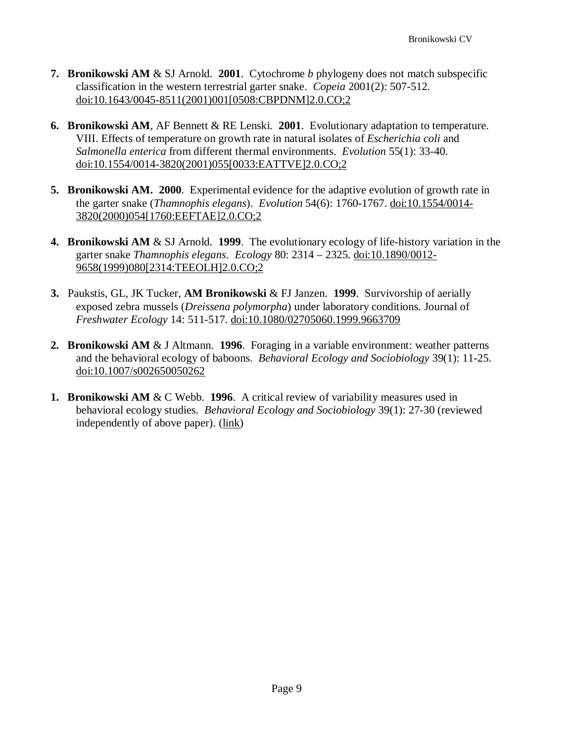7. **Bronikowski AM** & SJ Arnold. **2001**. Cytochrome *b* phylogeny does not match subspecific classification in the western terrestrial garter snake. *Copeia* 2001(2): 507-512. doi:10.1643/0045-8511(2001)001[0508:CBPDNM]2.0.CO;2

6. **Bronikowski AM**, AF Bennett & RE Lenski. **2001**. Evolutionary adaptation to temperature. VIII. Effects of temperature on growth rate in natural isolates of *Escherichia coli* and *Salmonella enterica* from different thermal environments. *Evolution* 55(1): 33-40. doi:10.1554/0014-3820(2001)055[0033:EATTVE]2.0.CO;2

5. **Bronikowski AM. 2000**. Experimental evidence for the adaptive evolution of growth rate in the garter snake (*Thamnophis elegans*). *Evolution* 54(6): 1760-1767. doi:10.1554/0014-3820(2000)054[1760:EEFTAE]2.0.CO;2

4. **Bronikowski AM** & SJ Arnold. **1999**. The evolutionary ecology of life-history variation in the garter snake *Thamnophis elegans*. *Ecology* 80: 2314 – 2325. doi:10.1890/0012-9658(1999)080[2314:TEEOLH]2.0.CO;2

3. Paukstis, GL, JK Tucker, **AM Bronikowski** & FJ Janzen. **1999**. Survivorship of aerially exposed zebra mussels (*Dreissena polymorpha*) under laboratory conditions. Journal of *Freshwater Ecology* 14: 511-517. doi:10.1080/02705060.1999.9663709

2. **Bronikowski AM** & J Altmann. **1996**. Foraging in a variable environment: weather patterns and the behavioral ecology of baboons. *Behavioral Ecology and Sociobiology* 39(1): 11-25. doi:10.1007/s002650050262

1. **Bronikowski AM** & C Webb. **1996**. A critical review of variability measures used in behavioral ecology studies. *Behavioral Ecology and Sociobiology* 39(1): 27-30 (reviewed independently of above paper). (link)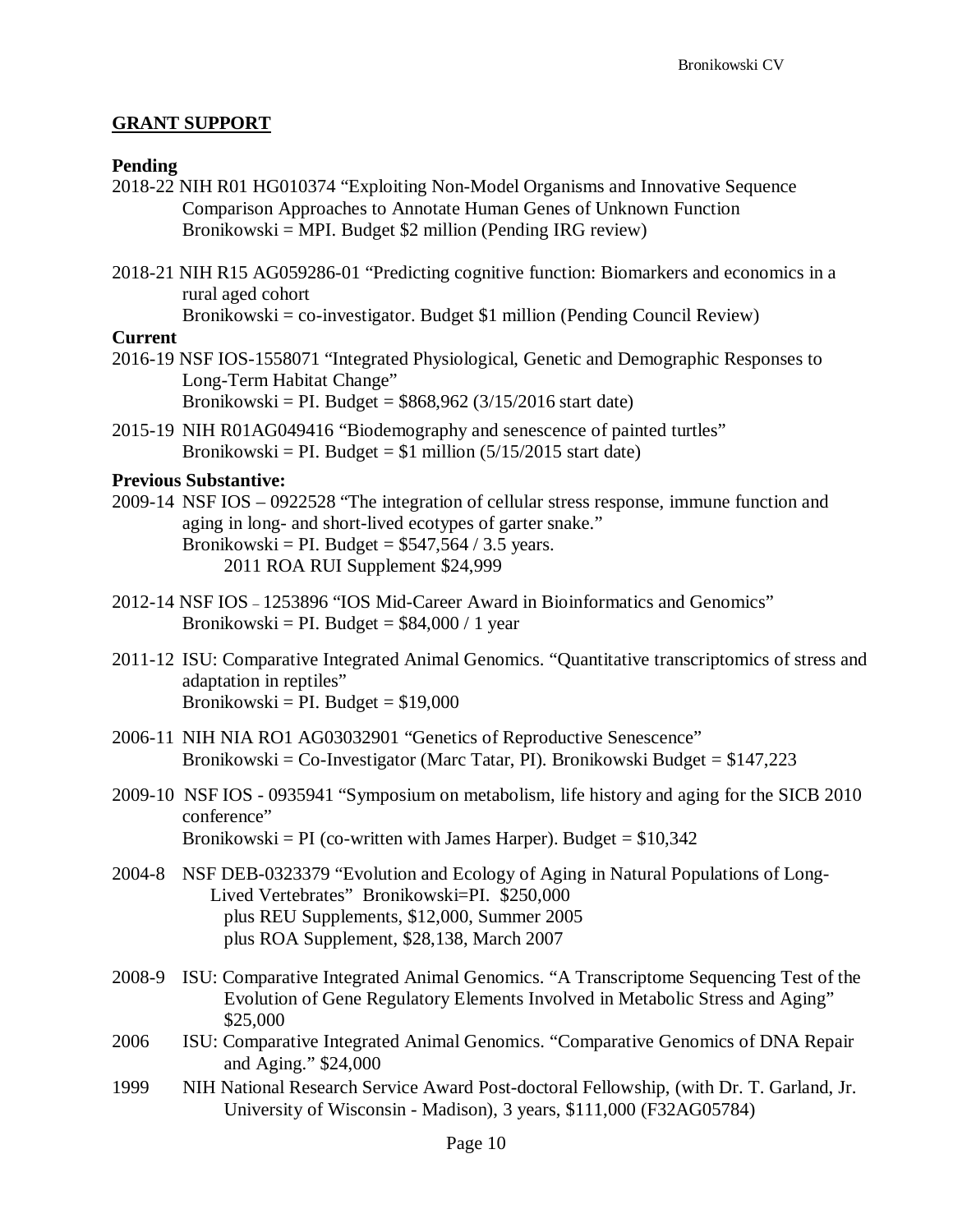## GRANT SUPPORT

**Pending**

2018-22 NIH R01 HG010374 "Exploiting Non-Model Organisms and Innovative Sequence Comparison Approaches to Annotate Human Genes of Unknown Function
Bronikowski = MPI. Budget $2 million (Pending IRG review)

2018-21 NIH R15 AG059286-01 "Predicting cognitive function: Biomarkers and economics in a rural aged cohort
Bronikowski = co-investigator. Budget $1 million (Pending Council Review)

**Current**

2016-19 NSF IOS-1558071 "Integrated Physiological, Genetic and Demographic Responses to Long-Term Habitat Change"
Bronikowski = PI. Budget = $868,962 (3/15/2016 start date)

2015-19 NIH R01AG049416 "Biodemography and senescence of painted turtles"
Bronikowski = PI. Budget = $1 million (5/15/2015 start date)

**Previous Substantive:**

2009-14 NSF IOS – 0922528 "The integration of cellular stress response, immune function and aging in long- and short-lived ecotypes of garter snake."
Bronikowski = PI. Budget = $547,564 / 3.5 years.
2011 ROA RUI Supplement $24,999

2012-14 NSF IOS – 1253896 "IOS Mid-Career Award in Bioinformatics and Genomics"
Bronikowski = PI. Budget = $84,000 / 1 year

2011-12 ISU: Comparative Integrated Animal Genomics. "Quantitative transcriptomics of stress and adaptation in reptiles"
Bronikowski = PI. Budget = $19,000

2006-11 NIH NIA RO1 AG03032901 "Genetics of Reproductive Senescence"
Bronikowski = Co-Investigator (Marc Tatar, PI). Bronikowski Budget = $147,223

2009-10 NSF IOS - 0935941 "Symposium on metabolism, life history and aging for the SICB 2010 conference"
Bronikowski = PI (co-written with James Harper). Budget = $10,342

2004-8 NSF DEB-0323379 "Evolution and Ecology of Aging in Natural Populations of Long-Lived Vertebrates" Bronikowski=PI. $250,000
plus REU Supplements, $12,000, Summer 2005
plus ROA Supplement, $28,138, March 2007

2008-9 ISU: Comparative Integrated Animal Genomics. "A Transcriptome Sequencing Test of the Evolution of Gene Regulatory Elements Involved in Metabolic Stress and Aging" $25,000

2006 ISU: Comparative Integrated Animal Genomics. "Comparative Genomics of DNA Repair and Aging." $24,000

1999 NIH National Research Service Award Post-doctoral Fellowship, (with Dr. T. Garland, Jr. University of Wisconsin - Madison), 3 years, $111,000 (F32AG05784)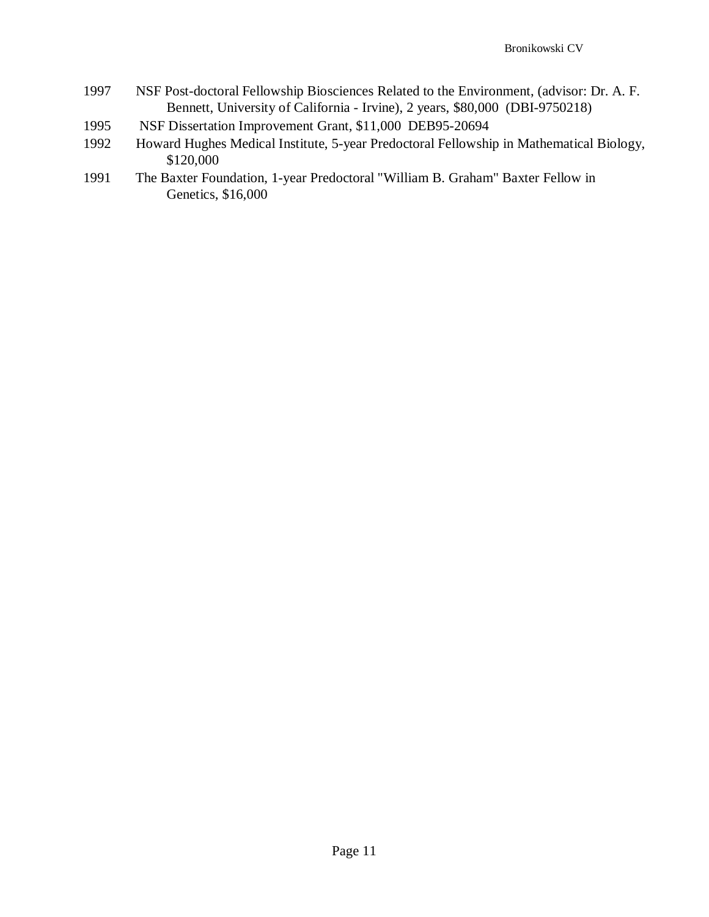1997 NSF Post-doctoral Fellowship Biosciences Related to the Environment, (advisor: Dr. A. F. Bennett, University of California - Irvine), 2 years, $80,000 (DBI-9750218)

1995 NSF Dissertation Improvement Grant, $11,000 DEB95-20694

1992 Howard Hughes Medical Institute, 5-year Predoctoral Fellowship in Mathematical Biology, $120,000

1991 The Baxter Foundation, 1-year Predoctoral "William B. Graham" Baxter Fellow in Genetics, $16,000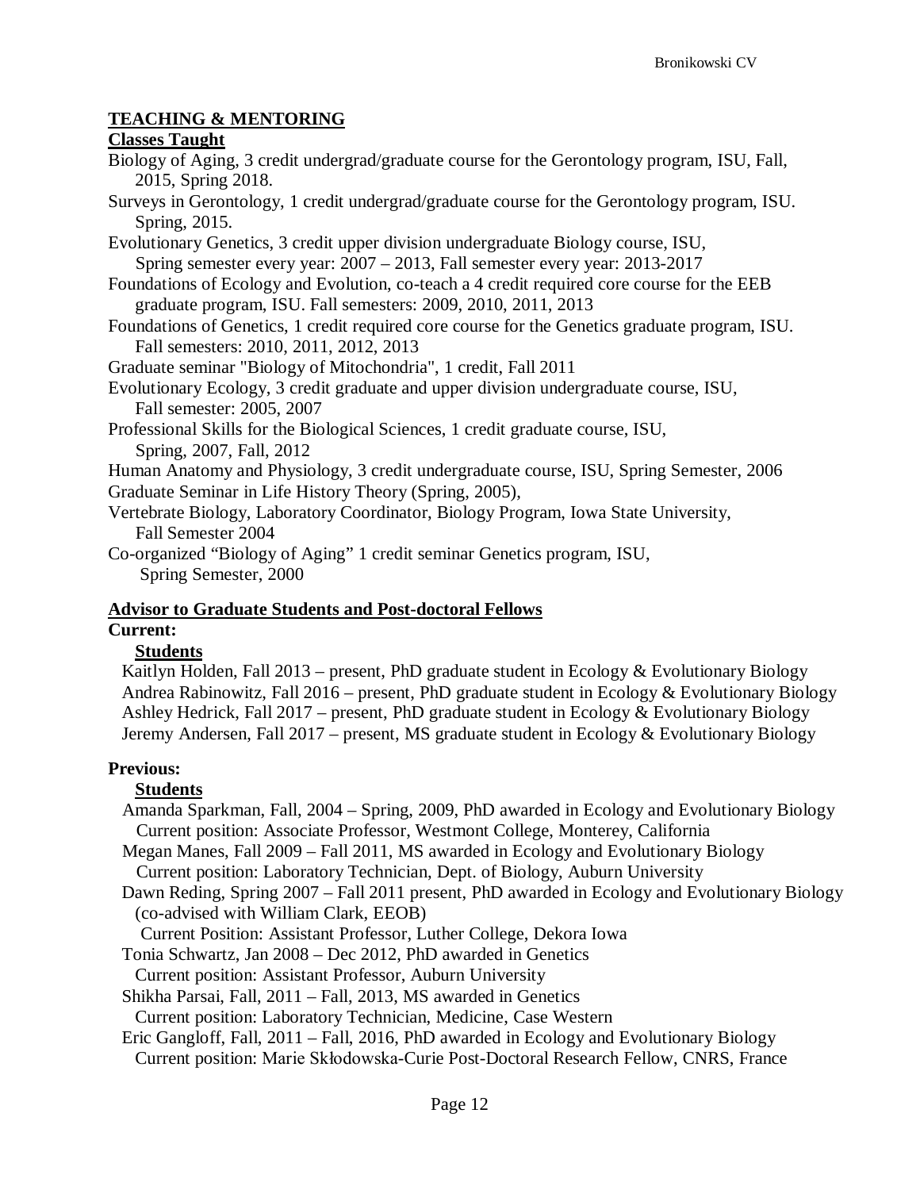## TEACHING & MENTORING

### Classes Taught

Biology of Aging, 3 credit undergrad/graduate course for the Gerontology program, ISU, Fall, 2015, Spring 2018.

Surveys in Gerontology, 1 credit undergrad/graduate course for the Gerontology program, ISU. Spring, 2015.

Evolutionary Genetics, 3 credit upper division undergraduate Biology course, ISU, Spring semester every year: 2007 – 2013, Fall semester every year: 2013-2017

Foundations of Ecology and Evolution, co-teach a 4 credit required core course for the EEB graduate program, ISU. Fall semesters: 2009, 2010, 2011, 2013

Foundations of Genetics, 1 credit required core course for the Genetics graduate program, ISU. Fall semesters: 2010, 2011, 2012, 2013

Graduate seminar "Biology of Mitochondria", 1 credit, Fall 2011

Evolutionary Ecology, 3 credit graduate and upper division undergraduate course, ISU, Fall semester: 2005, 2007

Professional Skills for the Biological Sciences, 1 credit graduate course, ISU, Spring, 2007, Fall, 2012

Human Anatomy and Physiology, 3 credit undergraduate course, ISU, Spring Semester, 2006

Graduate Seminar in Life History Theory (Spring, 2005),

Vertebrate Biology, Laboratory Coordinator, Biology Program, Iowa State University, Fall Semester 2004

Co-organized "Biology of Aging" 1 credit seminar Genetics program, ISU, Spring Semester, 2000

### Advisor to Graduate Students and Post-doctoral Fellows

**Current:**

**Students**

Kaitlyn Holden, Fall 2013 – present, PhD graduate student in Ecology & Evolutionary Biology
Andrea Rabinowitz, Fall 2016 – present, PhD graduate student in Ecology & Evolutionary Biology
Ashley Hedrick, Fall 2017 – present, PhD graduate student in Ecology & Evolutionary Biology
Jeremy Andersen, Fall 2017 – present, MS graduate student in Ecology & Evolutionary Biology

**Previous:**

**Students**

Amanda Sparkman, Fall, 2004 – Spring, 2009, PhD awarded in Ecology and Evolutionary Biology
Current position: Associate Professor, Westmont College, Monterey, California

Megan Manes, Fall 2009 – Fall 2011, MS awarded in Ecology and Evolutionary Biology
Current position: Laboratory Technician, Dept. of Biology, Auburn University

Dawn Reding, Spring 2007 – Fall 2011 present, PhD awarded in Ecology and Evolutionary Biology (co-advised with William Clark, EEOB)
Current Position: Assistant Professor, Luther College, Dekora Iowa

Tonia Schwartz, Jan 2008 – Dec 2012, PhD awarded in Genetics
Current position: Assistant Professor, Auburn University

Shikha Parsai, Fall, 2011 – Fall, 2013, MS awarded in Genetics
Current position: Laboratory Technician, Medicine, Case Western

Eric Gangloff, Fall, 2011 – Fall, 2016, PhD awarded in Ecology and Evolutionary Biology
Current position: Marie Skłodowska-Curie Post-Doctoral Research Fellow, CNRS, France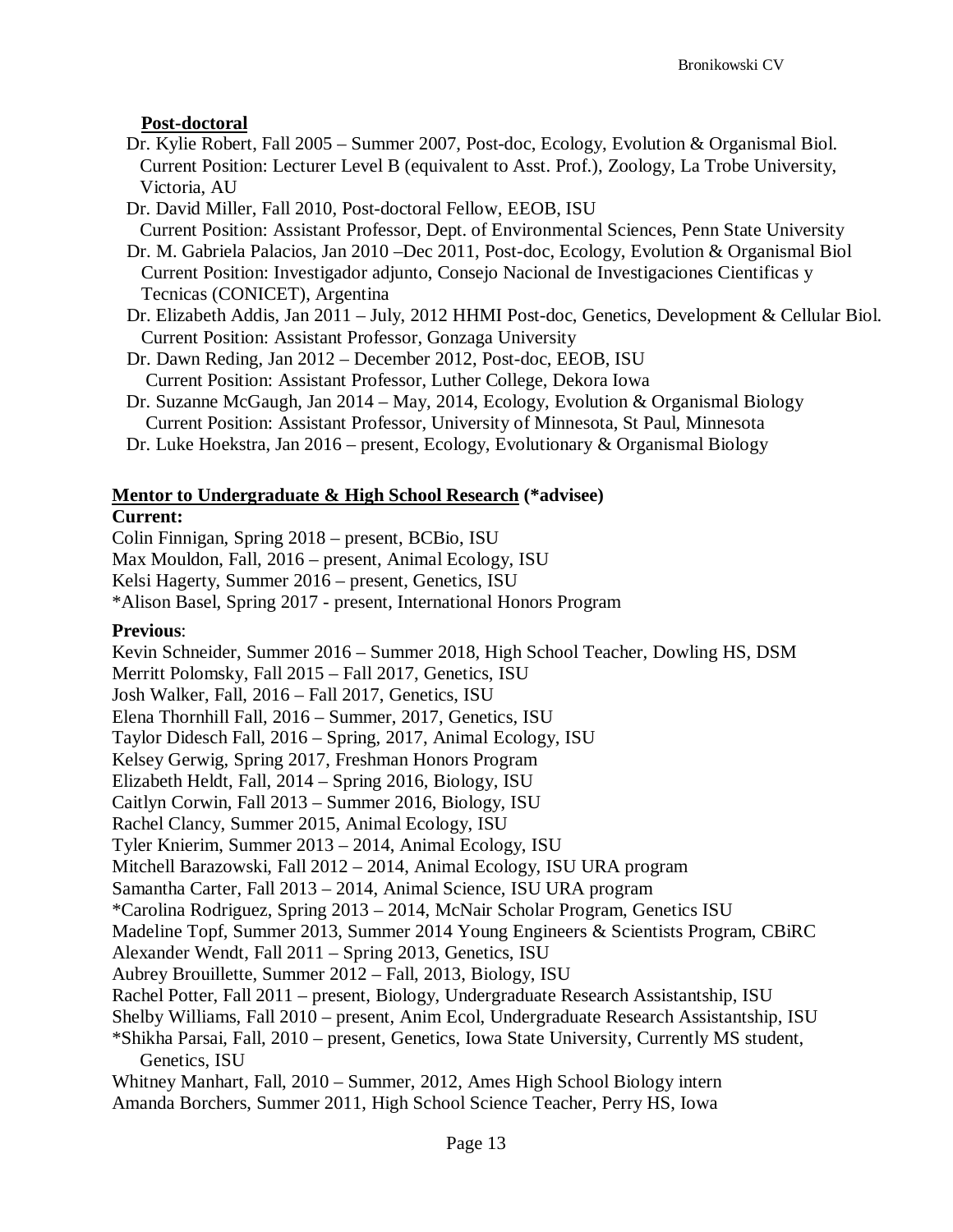**Post-doctoral**

Dr. Kylie Robert, Fall 2005 – Summer 2007, Post-doc, Ecology, Evolution & Organismal Biol.
Current Position: Lecturer Level B (equivalent to Asst. Prof.), Zoology, La Trobe University, Victoria, AU

Dr. David Miller, Fall 2010, Post-doctoral Fellow, EEOB, ISU
Current Position: Assistant Professor, Dept. of Environmental Sciences, Penn State University

Dr. M. Gabriela Palacios, Jan 2010 –Dec 2011, Post-doc, Ecology, Evolution & Organismal Biol
Current Position: Investigador adjunto, Consejo Nacional de Investigaciones Cientificas y Tecnicas (CONICET), Argentina

Dr. Elizabeth Addis, Jan 2011 – July, 2012 HHMI Post-doc, Genetics, Development & Cellular Biol.
Current Position: Assistant Professor, Gonzaga University

Dr. Dawn Reding, Jan 2012 – December 2012, Post-doc, EEOB, ISU
Current Position: Assistant Professor, Luther College, Dekora Iowa

Dr. Suzanne McGaugh, Jan 2014 – May, 2014, Ecology, Evolution & Organismal Biology
Current Position: Assistant Professor, University of Minnesota, St Paul, Minnesota

Dr. Luke Hoekstra, Jan 2016 – present, Ecology, Evolutionary & Organismal Biology

**Mentor to Undergraduate & High School Research (*advisee)**

**Current:**

Colin Finnigan, Spring 2018 – present, BCBio, ISU
Max Mouldon, Fall, 2016 – present, Animal Ecology, ISU
Kelsi Hagerty, Summer 2016 – present, Genetics, ISU
*Alison Basel, Spring 2017 - present, International Honors Program

**Previous**:

Kevin Schneider, Summer 2016 – Summer 2018, High School Teacher, Dowling HS, DSM
Merritt Polomsky, Fall 2015 – Fall 2017, Genetics, ISU
Josh Walker, Fall, 2016 – Fall 2017, Genetics, ISU
Elena Thornhill Fall, 2016 – Summer, 2017, Genetics, ISU
Taylor Didesch Fall, 2016 – Spring, 2017, Animal Ecology, ISU
Kelsey Gerwig, Spring 2017, Freshman Honors Program
Elizabeth Heldt, Fall, 2014 – Spring 2016, Biology, ISU
Caitlyn Corwin, Fall 2013 – Summer 2016, Biology, ISU
Rachel Clancy, Summer 2015, Animal Ecology, ISU
Tyler Knierim, Summer 2013 – 2014, Animal Ecology, ISU
Mitchell Barazowski, Fall 2012 – 2014, Animal Ecology, ISU URA program
Samantha Carter, Fall 2013 – 2014, Animal Science, ISU URA program
*Carolina Rodriguez, Spring 2013 – 2014, McNair Scholar Program, Genetics ISU
Madeline Topf, Summer 2013, Summer 2014 Young Engineers & Scientists Program, CBiRC
Alexander Wendt, Fall 2011 – Spring 2013, Genetics, ISU
Aubrey Brouillette, Summer 2012 – Fall, 2013, Biology, ISU
Rachel Potter, Fall 2011 – present, Biology, Undergraduate Research Assistantship, ISU
Shelby Williams, Fall 2010 – present, Anim Ecol, Undergraduate Research Assistantship, ISU
*Shikha Parsai, Fall, 2010 – present, Genetics, Iowa State University, Currently MS student, Genetics, ISU
Whitney Manhart, Fall, 2010 – Summer, 2012, Ames High School Biology intern
Amanda Borchers, Summer 2011, High School Science Teacher, Perry HS, Iowa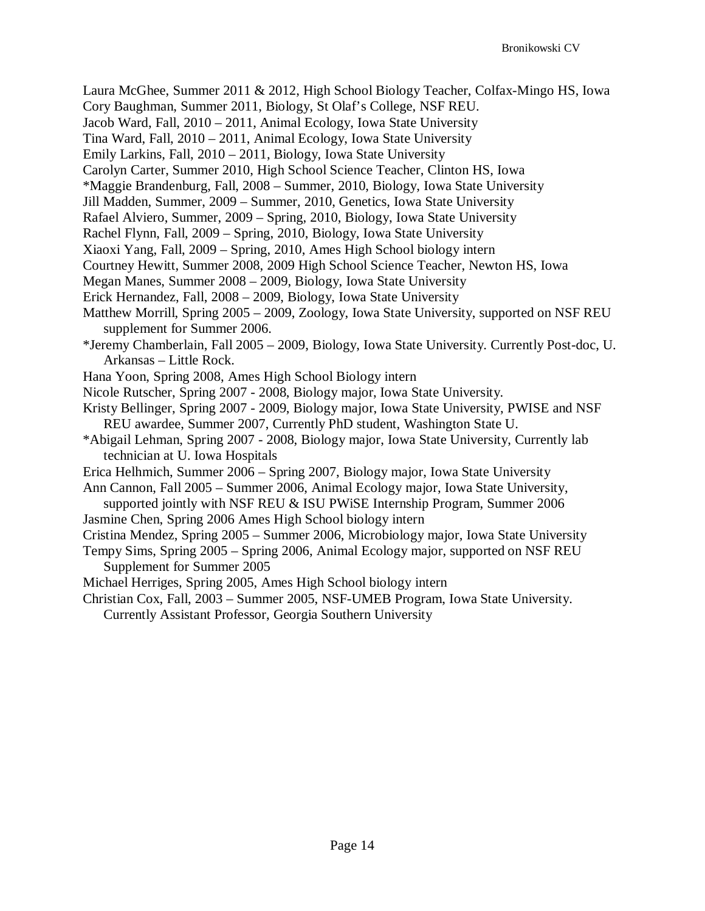Laura McGhee, Summer 2011 & 2012, High School Biology Teacher, Colfax-Mingo HS, Iowa

Cory Baughman, Summer 2011, Biology, St Olaf's College, NSF REU.

Jacob Ward, Fall, 2010 – 2011, Animal Ecology, Iowa State University

Tina Ward, Fall, 2010 – 2011, Animal Ecology, Iowa State University

Emily Larkins, Fall, 2010 – 2011, Biology, Iowa State University

Carolyn Carter, Summer 2010, High School Science Teacher, Clinton HS, Iowa

*Maggie Brandenburg, Fall, 2008 – Summer, 2010, Biology, Iowa State University

Jill Madden, Summer, 2009 – Summer, 2010, Genetics, Iowa State University

Rafael Alviero, Summer, 2009 – Spring, 2010, Biology, Iowa State University

Rachel Flynn, Fall, 2009 – Spring, 2010, Biology, Iowa State University

Xiaoxi Yang, Fall, 2009 – Spring, 2010, Ames High School biology intern

Courtney Hewitt, Summer 2008, 2009 High School Science Teacher, Newton HS, Iowa

Megan Manes, Summer 2008 – 2009, Biology, Iowa State University

Erick Hernandez, Fall, 2008 – 2009, Biology, Iowa State University

Matthew Morrill, Spring 2005 – 2009, Zoology, Iowa State University, supported on NSF REU supplement for Summer 2006.

*Jeremy Chamberlain, Fall 2005 – 2009, Biology, Iowa State University. Currently Post-doc, U. Arkansas – Little Rock.

Hana Yoon, Spring 2008, Ames High School Biology intern

Nicole Rutscher, Spring 2007 - 2008, Biology major, Iowa State University.

Kristy Bellinger, Spring 2007 - 2009, Biology major, Iowa State University, PWISE and NSF REU awardee, Summer 2007, Currently PhD student, Washington State U.

*Abigail Lehman, Spring 2007 - 2008, Biology major, Iowa State University, Currently lab technician at U. Iowa Hospitals

Erica Helhmich, Summer 2006 – Spring 2007, Biology major, Iowa State University

Ann Cannon, Fall 2005 – Summer 2006, Animal Ecology major, Iowa State University, supported jointly with NSF REU & ISU PWiSE Internship Program, Summer 2006

Jasmine Chen, Spring 2006 Ames High School biology intern

Cristina Mendez, Spring 2005 – Summer 2006, Microbiology major, Iowa State University

Tempy Sims, Spring 2005 – Spring 2006, Animal Ecology major, supported on NSF REU Supplement for Summer 2005

Michael Herriges, Spring 2005, Ames High School biology intern

Christian Cox, Fall, 2003 – Summer 2005, NSF-UMEB Program, Iowa State University. Currently Assistant Professor, Georgia Southern University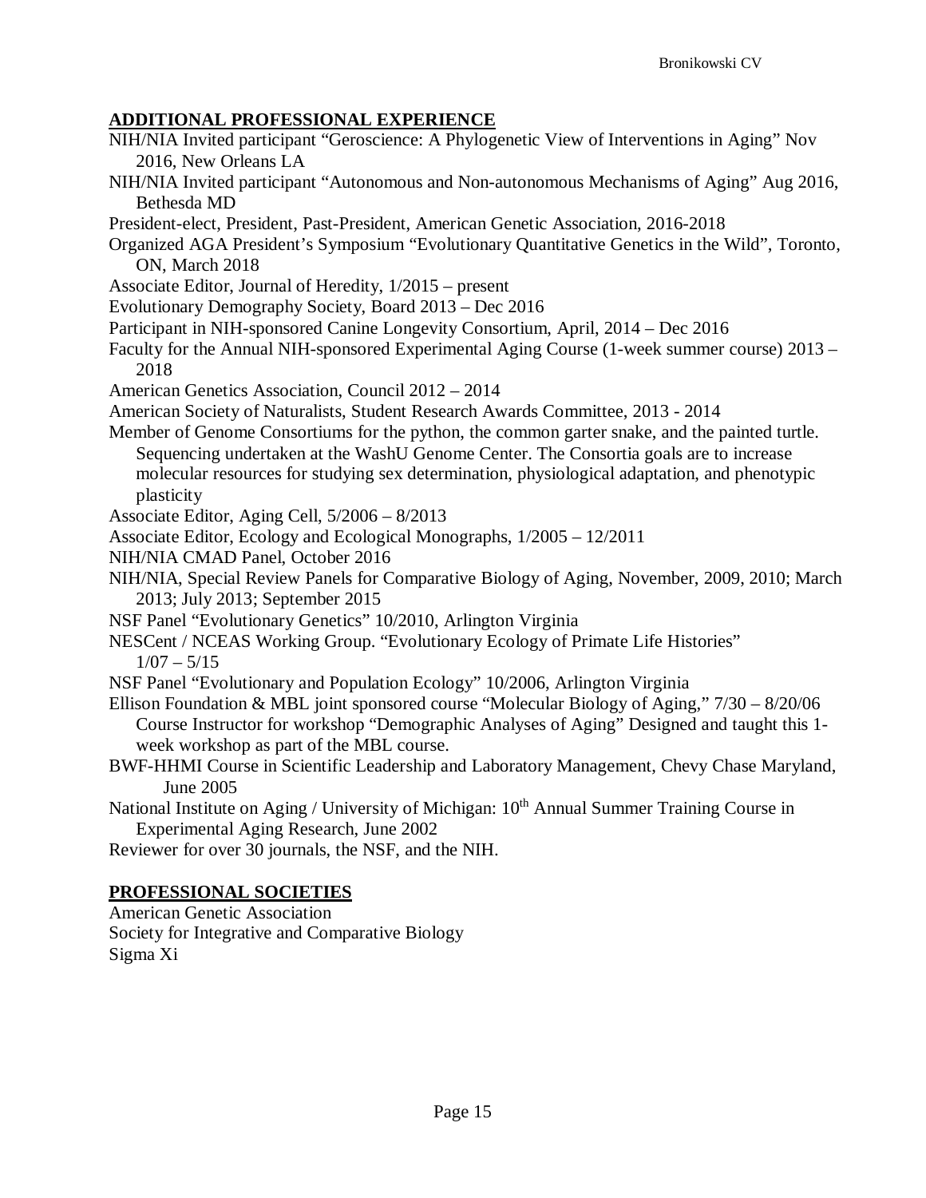## ADDITIONAL PROFESSIONAL EXPERIENCE

NIH/NIA Invited participant “Geroscience: A Phylogenetic View of Interventions in Aging” Nov 2016, New Orleans LA

NIH/NIA Invited participant “Autonomous and Non-autonomous Mechanisms of Aging” Aug 2016, Bethesda MD

President-elect, President, Past-President, American Genetic Association, 2016-2018

Organized AGA President’s Symposium “Evolutionary Quantitative Genetics in the Wild”, Toronto, ON, March 2018

Associate Editor, Journal of Heredity, 1/2015 – present

Evolutionary Demography Society, Board 2013 – Dec 2016

Participant in NIH-sponsored Canine Longevity Consortium, April, 2014 – Dec 2016

Faculty for the Annual NIH-sponsored Experimental Aging Course (1-week summer course) 2013 – 2018

American Genetics Association, Council 2012 – 2014

American Society of Naturalists, Student Research Awards Committee, 2013 - 2014

Member of Genome Consortiums for the python, the common garter snake, and the painted turtle. Sequencing undertaken at the WashU Genome Center. The Consortia goals are to increase molecular resources for studying sex determination, physiological adaptation, and phenotypic plasticity

Associate Editor, Aging Cell, 5/2006 – 8/2013

Associate Editor, Ecology and Ecological Monographs, 1/2005 – 12/2011

NIH/NIA CMAD Panel, October 2016

NIH/NIA, Special Review Panels for Comparative Biology of Aging, November, 2009, 2010; March 2013; July 2013; September 2015

NSF Panel “Evolutionary Genetics” 10/2010, Arlington Virginia

NESCent / NCEAS Working Group. “Evolutionary Ecology of Primate Life Histories” 1/07 – 5/15

NSF Panel “Evolutionary and Population Ecology” 10/2006, Arlington Virginia

Ellison Foundation & MBL joint sponsored course “Molecular Biology of Aging,” 7/30 – 8/20/06 Course Instructor for workshop “Demographic Analyses of Aging” Designed and taught this 1-week workshop as part of the MBL course.

BWF-HHMI Course in Scientific Leadership and Laboratory Management, Chevy Chase Maryland, June 2005

National Institute on Aging / University of Michigan: 10th Annual Summer Training Course in Experimental Aging Research, June 2002

Reviewer for over 30 journals, the NSF, and the NIH.

## PROFESSIONAL SOCIETIES

American Genetic Association

Society for Integrative and Comparative Biology

Sigma Xi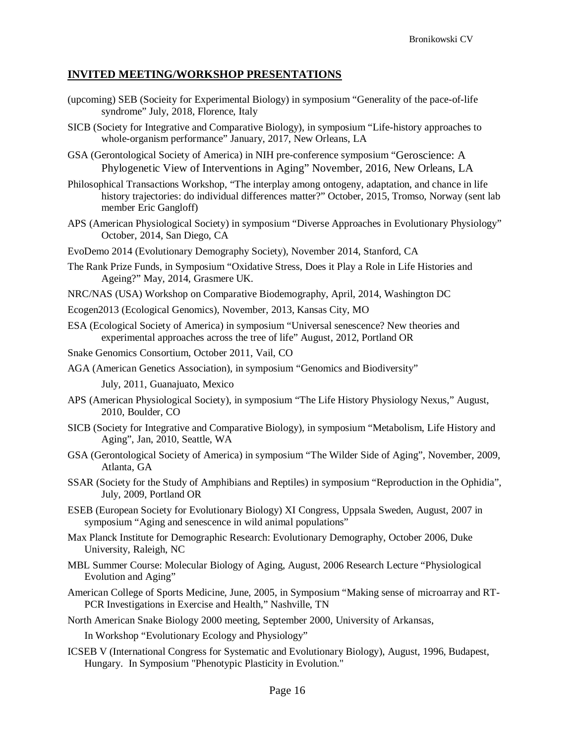## **INVITED MEETING/WORKSHOP PRESENTATIONS**

(upcoming) SEB (Socieity for Experimental Biology) in symposium “Generality of the pace-of-life syndrome” July, 2018, Florence, Italy

SICB (Society for Integrative and Comparative Biology), in symposium “Life-history approaches to whole-organism performance” January, 2017, New Orleans, LA

GSA (Gerontological Society of America) in NIH pre-conference symposium “Geroscience: A Phylogenetic View of Interventions in Aging” November, 2016, New Orleans, LA

Philosophical Transactions Workshop, “The interplay among ontogeny, adaptation, and chance in life history trajectories: do individual differences matter?” October, 2015, Tromso, Norway (sent lab member Eric Gangloff)

APS (American Physiological Society) in symposium “Diverse Approaches in Evolutionary Physiology” October, 2014, San Diego, CA

EvoDemo 2014 (Evolutionary Demography Society), November 2014, Stanford, CA

The Rank Prize Funds, in Symposium “Oxidative Stress, Does it Play a Role in Life Histories and Ageing?” May, 2014, Grasmere UK.

NRC/NAS (USA) Workshop on Comparative Biodemography, April, 2014, Washington DC

Ecogen2013 (Ecological Genomics), November, 2013, Kansas City, MO

ESA (Ecological Society of America) in symposium “Universal senescence? New theories and experimental approaches across the tree of life” August, 2012, Portland OR

Snake Genomics Consortium, October 2011, Vail, CO

AGA (American Genetics Association), in symposium “Genomics and Biodiversity” July, 2011, Guanajuato, Mexico

APS (American Physiological Society), in symposium “The Life History Physiology Nexus,” August, 2010, Boulder, CO

SICB (Society for Integrative and Comparative Biology), in symposium “Metabolism, Life History and Aging”, Jan, 2010, Seattle, WA

GSA (Gerontological Society of America) in symposium “The Wilder Side of Aging”, November, 2009, Atlanta, GA

SSAR (Society for the Study of Amphibians and Reptiles) in symposium “Reproduction in the Ophidia”, July, 2009, Portland OR

ESEB (European Society for Evolutionary Biology) XI Congress, Uppsala Sweden, August, 2007 in symposium “Aging and senescence in wild animal populations”

Max Planck Institute for Demographic Research: Evolutionary Demography, October 2006, Duke University, Raleigh, NC

MBL Summer Course: Molecular Biology of Aging, August, 2006 Research Lecture “Physiological Evolution and Aging”

American College of Sports Medicine, June, 2005, in Symposium “Making sense of microarray and RT-PCR Investigations in Exercise and Health,” Nashville, TN

North American Snake Biology 2000 meeting, September 2000, University of Arkansas, In Workshop “Evolutionary Ecology and Physiology”

ICSEB V (International Congress for Systematic and Evolutionary Biology), August, 1996, Budapest, Hungary. In Symposium "Phenotypic Plasticity in Evolution."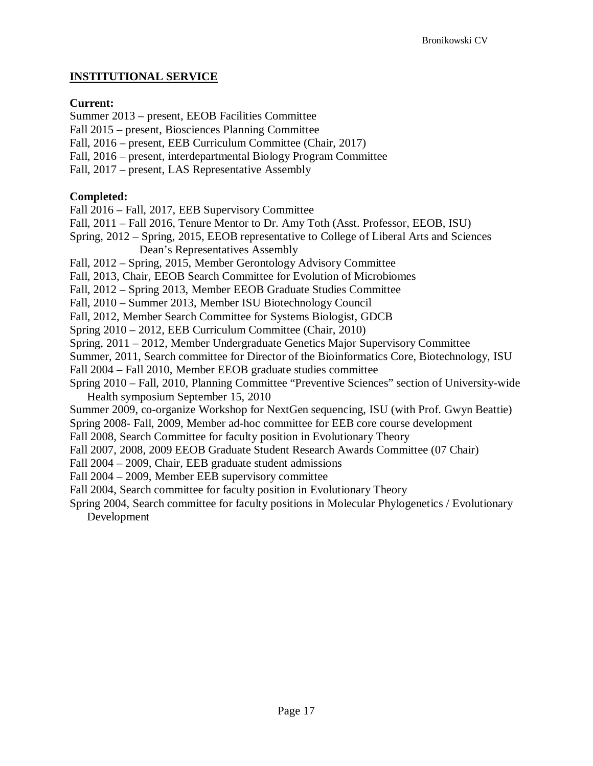## INSTITUTIONAL SERVICE

**Current:**

Summer 2013 – present, EEOB Facilities Committee
Fall 2015 – present, Biosciences Planning Committee
Fall, 2016 – present, EEB Curriculum Committee (Chair, 2017)
Fall, 2016 – present, interdepartmental Biology Program Committee
Fall, 2017 – present, LAS Representative Assembly

**Completed:**

Fall 2016 – Fall, 2017, EEB Supervisory Committee
Fall, 2011 – Fall 2016, Tenure Mentor to Dr. Amy Toth (Asst. Professor, EEOB, ISU)
Spring, 2012 – Spring, 2015, EEOB representative to College of Liberal Arts and Sciences Dean's Representatives Assembly
Fall, 2012 – Spring, 2015, Member Gerontology Advisory Committee
Fall, 2013, Chair, EEOB Search Committee for Evolution of Microbiomes
Fall, 2012 – Spring 2013, Member EEOB Graduate Studies Committee
Fall, 2010 – Summer 2013, Member ISU Biotechnology Council
Fall, 2012, Member Search Committee for Systems Biologist, GDCB
Spring 2010 – 2012, EEB Curriculum Committee (Chair, 2010)
Spring, 2011 – 2012, Member Undergraduate Genetics Major Supervisory Committee
Summer, 2011, Search committee for Director of the Bioinformatics Core, Biotechnology, ISU
Fall 2004 – Fall 2010, Member EEOB graduate studies committee
Spring 2010 – Fall, 2010, Planning Committee "Preventive Sciences" section of University-wide Health symposium September 15, 2010
Summer 2009, co-organize Workshop for NextGen sequencing, ISU (with Prof. Gwyn Beattie)
Spring 2008- Fall, 2009, Member ad-hoc committee for EEB core course development
Fall 2008, Search Committee for faculty position in Evolutionary Theory
Fall 2007, 2008, 2009 EEOB Graduate Student Research Awards Committee (07 Chair)
Fall 2004 – 2009, Chair, EEB graduate student admissions
Fall 2004 – 2009, Member EEB supervisory committee
Fall 2004, Search committee for faculty position in Evolutionary Theory
Spring 2004, Search committee for faculty positions in Molecular Phylogenetics / Evolutionary Development